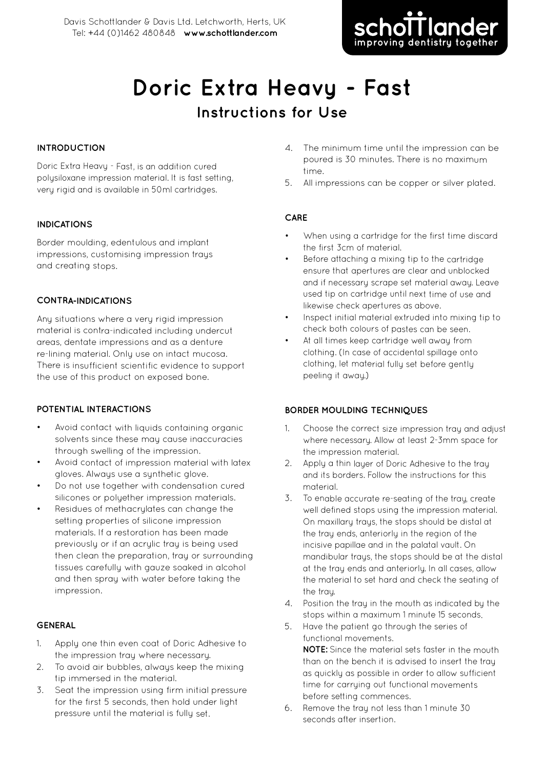Davis Schottlander & Davis Ltd. Letchworth, Herts, UK
Tel: +44 (0)1462 480848 **www.schottlander.com**

schottlander
improving dentistry together

# Doric Extra Heavy - Fast

## Instructions for Use

### INTRODUCTION

Doric Extra Heavy - Fast, is an addition cured polysiloxane impression material. It is fast setting, very rigid and is available in 50ml cartridges.

### INDICATIONS

Border moulding, edentulous and implant impressions, customising impression trays and creating stops.

### CONTRA-INDICATIONS

Any situations where a very rigid impression material is contra-indicated including undercut areas, dentate impressions and as a denture re-lining material. Only use on intact mucosa. There is insufficient scientific evidence to support the use of this product on exposed bone.

### POTENTIAL INTERACTIONS

- Avoid contact with liquids containing organic solvents since these may cause inaccuracies through swelling of the impression.
- Avoid contact of impression material with latex gloves. Always use a synthetic glove.
- Do not use together with condensation cured silicones or polyether impression materials.
- Residues of methacrylates can change the setting properties of silicone impression materials. If a restoration has been made previously or if an acrylic tray is being used then clean the preparation, tray or surrounding tissues carefully with gauze soaked in alcohol and then spray with water before taking the impression.

### GENERAL

1. Apply one thin even coat of Doric Adhesive to the impression tray where necessary.
2. To avoid air bubbles, always keep the mixing tip immersed in the material.
3. Seat the impression using firm initial pressure for the first 5 seconds, then hold under light pressure until the material is fully set.
4. The minimum time until the impression can be poured is 30 minutes. There is no maximum time.
5. All impressions can be copper or silver plated.

### CARE

- When using a cartridge for the first time discard the first 3cm of material.
- Before attaching a mixing tip to the cartridge ensure that apertures are clear and unblocked and if necessary scrape set material away. Leave used tip on cartridge until next time of use and likewise check apertures as above.
- Inspect initial material extruded into mixing tip to check both colours of pastes can be seen.
- At all times keep cartridge well away from clothing. (In case of accidental spillage onto clothing, let material fully set before gently peeling it away.)

### BORDER MOULDING TECHNIQUES

1. Choose the correct size impression tray and adjust where necessary. Allow at least 2-3mm space for the impression material.
2. Apply a thin layer of Doric Adhesive to the tray and its borders. Follow the instructions for this material.
3. To enable accurate re-seating of the tray, create well defined stops using the impression material. On maxillary trays, the stops should be distal at the tray ends, anteriorly in the region of the incisive papillae and in the palatal vault. On mandibular trays, the stops should be at the distal at the tray ends and anteriorly. In all cases, allow the material to set hard and check the seating of the tray.
4. Position the tray in the mouth as indicated by the stops within a maximum 1 minute 15 seconds.
5. Have the patient go through the series of functional movements.
   **NOTE:** Since the material sets faster in the mouth than on the bench it is advised to insert the tray as quickly as possible in order to allow sufficient time for carrying out functional movements before setting commences.
6. Remove the tray not less than 1 minute 30 seconds after insertion.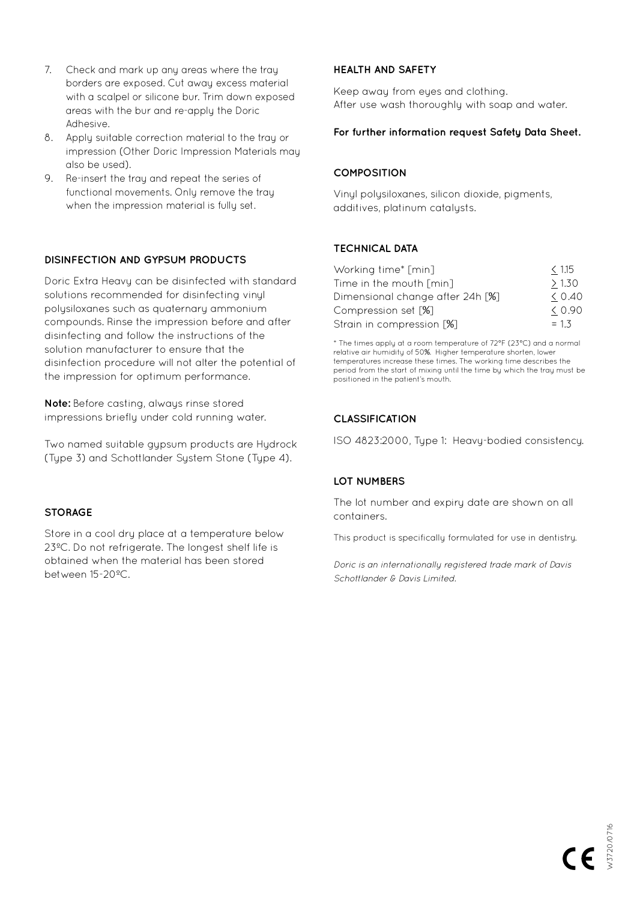7. Check and mark up any areas where the tray borders are exposed. Cut away excess material with a scalpel or silicone bur. Trim down exposed areas with the bur and re-apply the Doric Adhesive.
8. Apply suitable correction material to the tray or impression (Other Doric Impression Materials may also be used).
9. Re-insert the tray and repeat the series of functional movements. Only remove the tray when the impression material is fully set.

## DISINFECTION AND GYPSUM PRODUCTS

Doric Extra Heavy can be disinfected with standard solutions recommended for disinfecting vinyl polysiloxanes such as quaternary ammonium compounds. Rinse the impression before and after disinfecting and follow the instructions of the solution manufacturer to ensure that the disinfection procedure will not alter the potential of the impression for optimum performance.

**Note:** Before casting, always rinse stored impressions briefly under cold running water.

Two named suitable gypsum products are Hydrock (Type 3) and Schottlander System Stone (Type 4).

## STORAGE

Store in a cool dry place at a temperature below 23ºC. Do not refrigerate. The longest shelf life is obtained when the material has been stored between 15-20ºC.

## HEALTH AND SAFETY

Keep away from eyes and clothing.
After use wash thoroughly with soap and water.

**For further information request Safety Data Sheet.**

## COMPOSITION

Vinyl polysiloxanes, silicon dioxide, pigments, additives, platinum catalysts.

## TECHNICAL DATA

| | |
|---|---|
| Working time* [min] | ≤ 1.15 |
| Time in the mouth [min] | ≥ 1.30 |
| Dimensional change after 24h [%] | ≤ 0.40 |
| Compression set [%] | ≤ 0.90 |
| Strain in compression [%] | = 1.3 |

* The times apply at a room temperature of 72°F (23°C) and a normal relative air humidity of 50%. Higher temperature shorten, lower temperatures increase these times. The working time describes the period from the start of mixing until the time by which the tray must be positioned in the patient's mouth.

## CLASSIFICATION

ISO 4823:2000, Type 1: Heavy-bodied consistency.

## LOT NUMBERS

The lot number and expiry date are shown on all containers.

This product is specifically formulated for use in dentistry.

*Doric is an internationally registered trade mark of Davis Schottlander & Davis Limited.*

W3720/0716